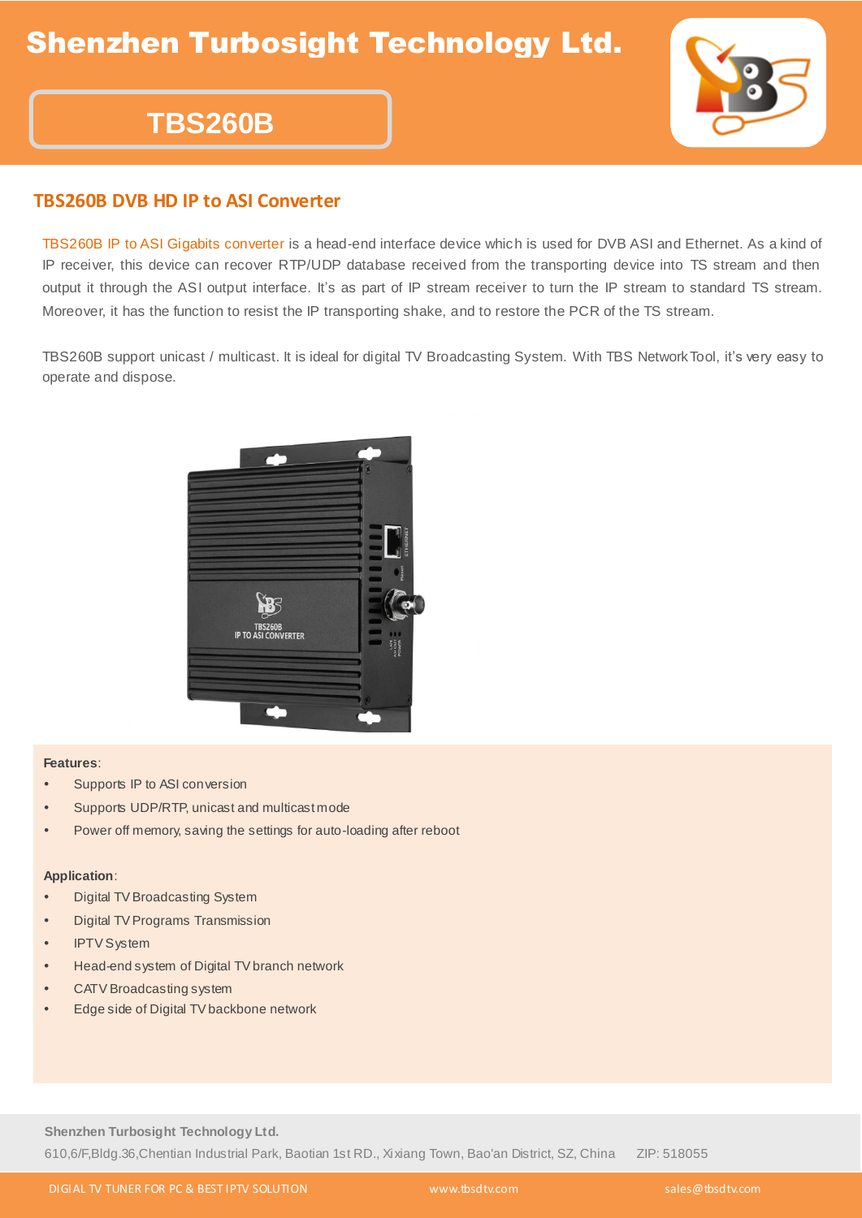# Shenzhen Turbosight Technology Ltd.

# TBS260B

## TBS260B DVB HD IP to ASI Converter

TBS260B IP to ASI Gigabits converter is a head-end interface device which is used for DVB ASI and Ethernet. As a kind of IP receiver, this device can recover RTP/UDP database received from the transporting device into TS stream and then output it through the ASI output interface. It's as part of IP stream receiver to turn the IP stream to standard TS stream. Moreover, it has the function to resist the IP transporting shake, and to restore the PCR of the TS stream.

TBS260B support unicast / multicast. It is ideal for digital TV Broadcasting System. With TBS Network Tool, it's very easy to operate and dispose.

**Features**:

- Supports IP to ASI conversion
- Supports UDP/RTP, unicast and multicast mode
- Power off memory, saving the settings for auto-loading after reboot

**Application**:

- Digital TV Broadcasting System
- Digital TV Programs Transmission
- IPTV System
- Head-end system of Digital TV branch network
- CATV Broadcasting system
- Edge side of Digital TV backbone network

**Shenzhen Turbosight Technology Ltd.**

610,6/F,Bldg.36,Chentian Industrial Park, Baotian 1st RD., Xixiang Town, Bao'an District, SZ, China ZIP: 518055

DIGIAL TV TUNER FOR PC & BEST IPTV SOLUTION www.tbsdtv.com sales@tbsdtv.com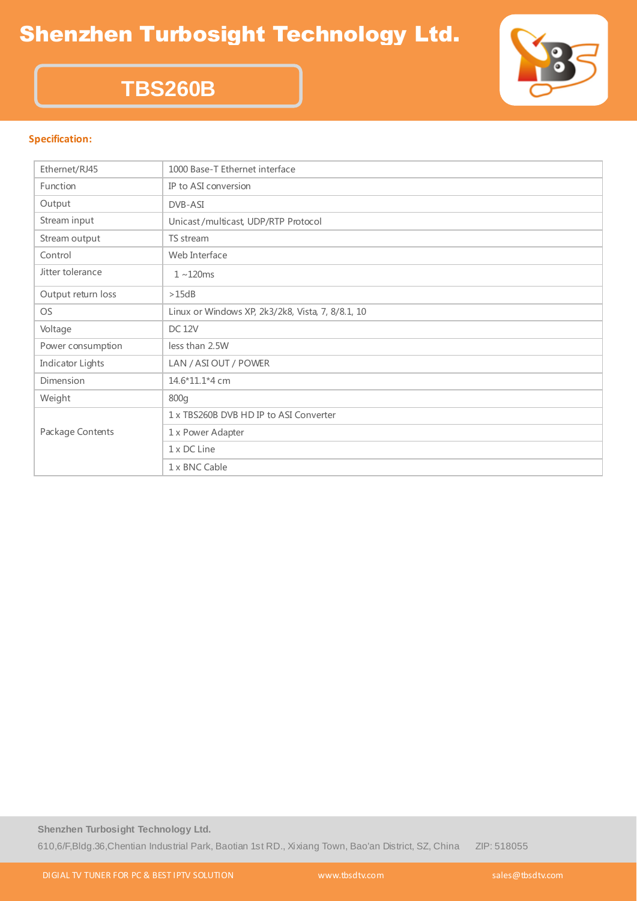# Shenzhen Turbosight Technology Ltd.

## TBS260B

**Specification:**

| | |
|---|---|
| Ethernet/RJ45 | 1000 Base-T Ethernet interface |
| Function | IP to ASI conversion |
| Output | DVB-ASI |
| Stream input | Unicast /multicast, UDP/RTP Protocol |
| Stream output | TS stream |
| Control | Web Interface |
| Jitter tolerance | 1 ~120ms |
| Output return loss | >15dB |
| OS | Linux or Windows XP, 2k3/2k8, Vista, 7, 8/8.1, 10 |
| Voltage | DC 12V |
| Power consumption | less than 2.5W |
| Indicator Lights | LAN / ASI OUT / POWER |
| Dimension | 14.6*11.1*4 cm |
| Weight | 800g |
| Package Contents | 1 x TBS260B DVB HD IP to ASI Converter |
| | 1 x Power Adapter |
| | 1 x DC Line |
| | 1 x BNC Cable |

**Shenzhen Turbosight Technology Ltd.**

610,6/F,Bldg.36,Chentian Industrial Park, Baotian 1st RD., Xixiang Town, Bao'an District, SZ, China ZIP: 518055

DIGIAL TV TUNER FOR PC & BEST IPTV SOLUTION www.tbsdtv.com sales@tbsdtv.com